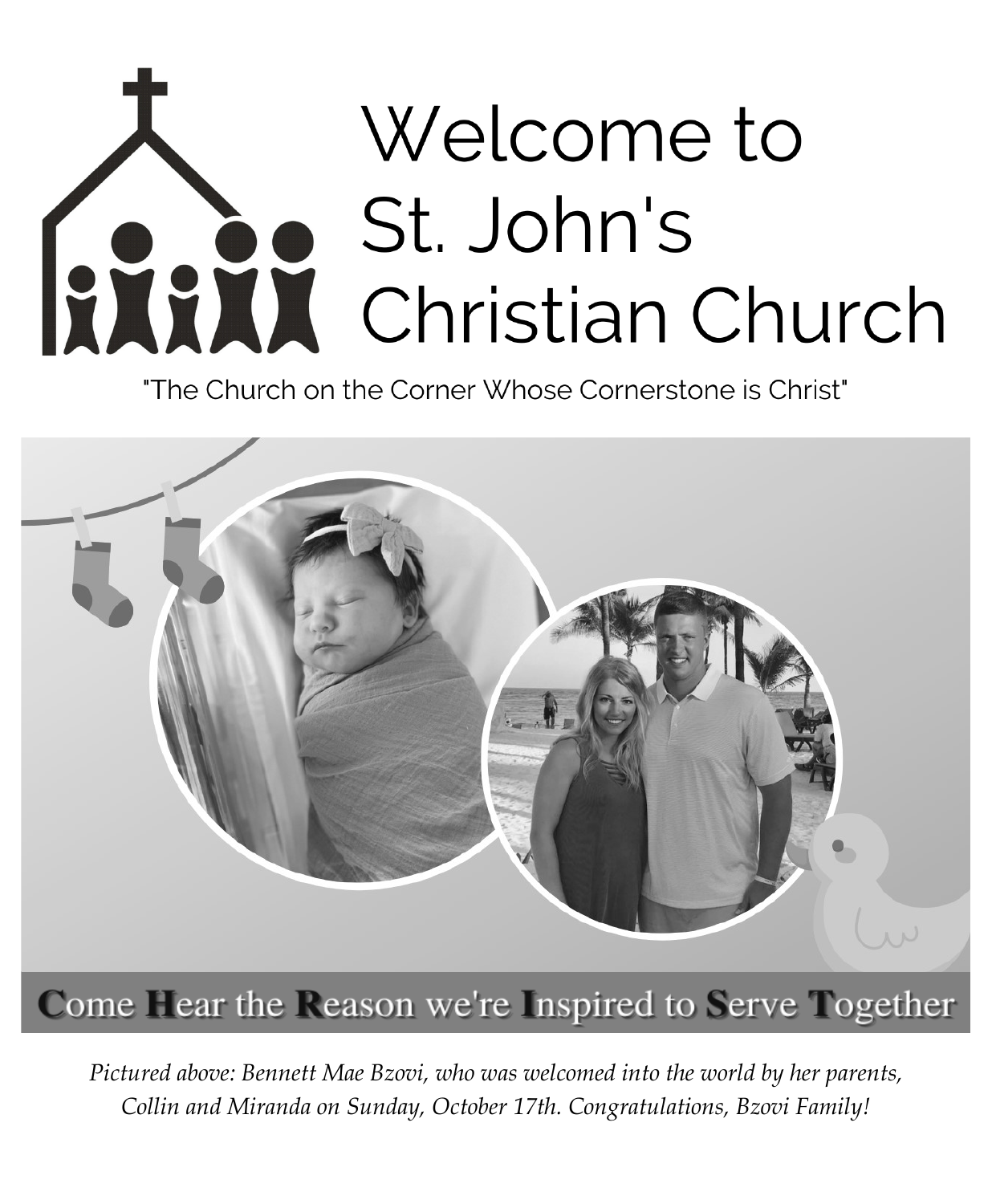# Welcome to St. John's Christian Church

"The Church on the Corner Whose Cornerstone is Christ"

Come Hear the Reason we're Inspired to Serve Together

*Pictured above: Bennett Mae Bzovi, who was welcomed into the world by her parents, Collin and Miranda on Sunday, October 17th. Congratulations, Bzovi Family!*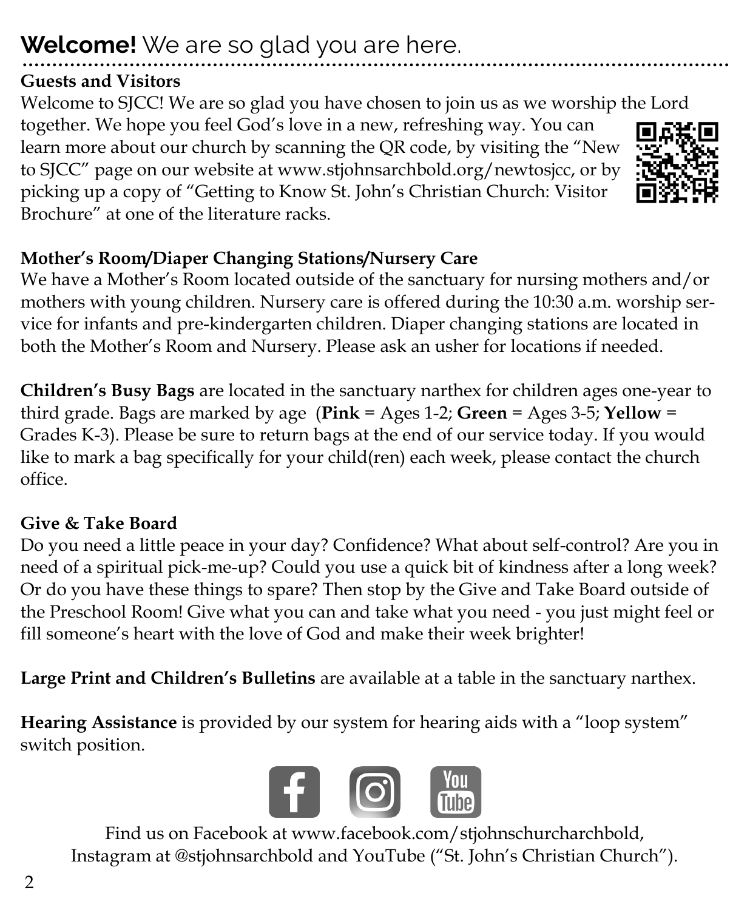## **Welcome!** We are so glad you are here.

**Guests and Visitors**

Welcome to SJCC! We are so glad you have chosen to join us as we worship the Lord together. We hope you feel God's love in a new, refreshing way. You can learn more about our church by scanning the QR code, by visiting the "New to SJCC" page on our website at www.stjohnsarchbold.org/newtosjcc, or by picking up a copy of "Getting to Know St. John's Christian Church: Visitor Brochure" at one of the literature racks.

**Mother's Room/Diaper Changing Stations/Nursery Care**

We have a Mother's Room located outside of the sanctuary for nursing mothers and/or mothers with young children. Nursery care is offered during the 10:30 a.m. worship service for infants and pre-kindergarten children. Diaper changing stations are located in both the Mother's Room and Nursery. Please ask an usher for locations if needed.

**Children's Busy Bags** are located in the sanctuary narthex for children ages one-year to third grade. Bags are marked by age (**Pink** = Ages 1-2; **Green** = Ages 3-5; **Yellow** = Grades K-3). Please be sure to return bags at the end of our service today. If you would like to mark a bag specifically for your child(ren) each week, please contact the church office.

**Give & Take Board**

Do you need a little peace in your day? Confidence? What about self-control? Are you in need of a spiritual pick-me-up? Could you use a quick bit of kindness after a long week? Or do you have these things to spare? Then stop by the Give and Take Board outside of the Preschool Room! Give what you can and take what you need - you just might feel or fill someone's heart with the love of God and make their week brighter!

**Large Print and Children's Bulletins** are available at a table in the sanctuary narthex.

**Hearing Assistance** is provided by our system for hearing aids with a "loop system" switch position.

Find us on Facebook at www.facebook.com/stjohnschurcharchbold, Instagram at @stjohnsarchbold and YouTube ("St. John's Christian Church").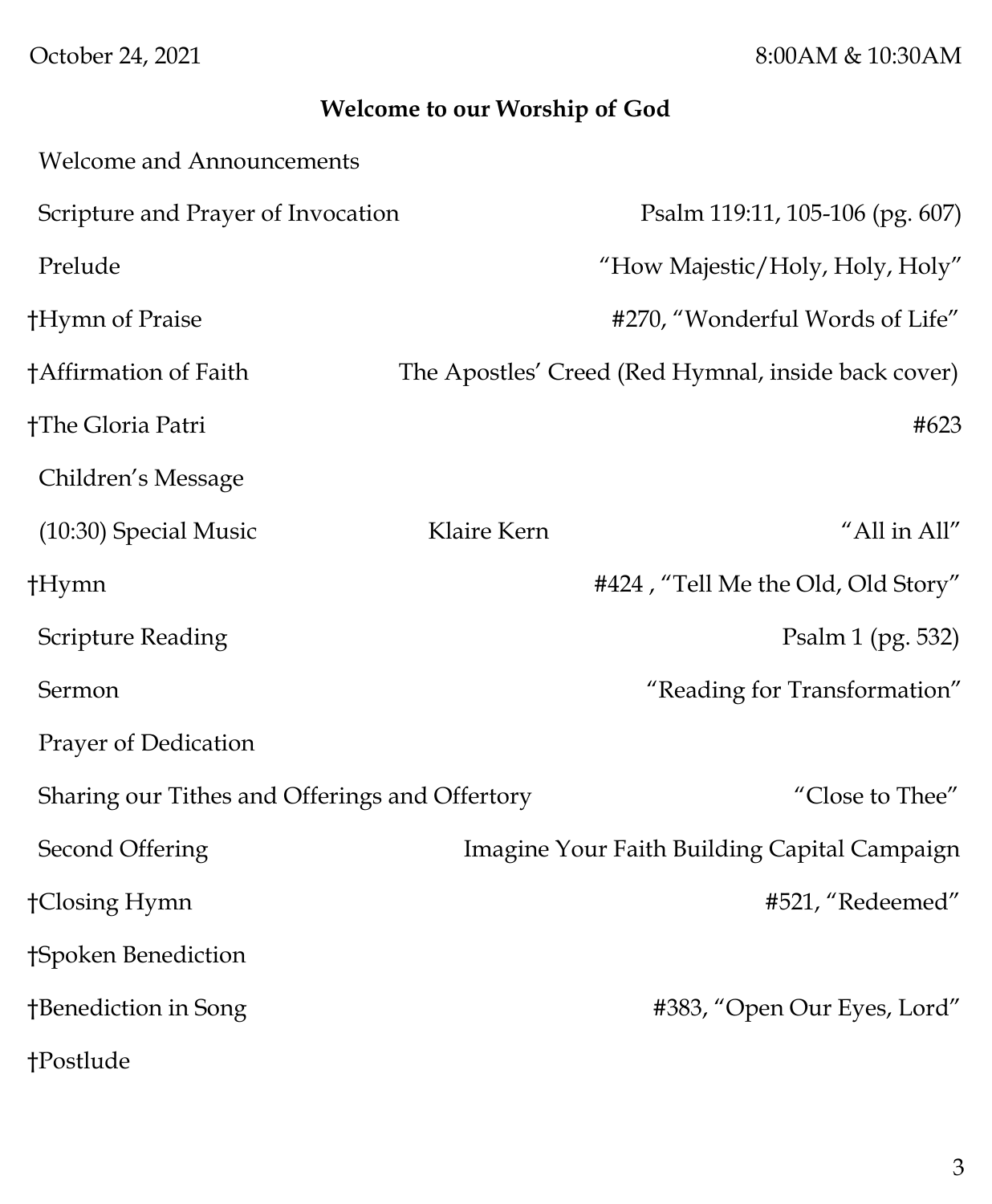October 24, 2021 8:00AM & 10:30AM

**Welcome to our Worship of God**

Welcome and Announcements

Scripture and Prayer of Invocation Psalm 119:11, 105-106 (pg. 607)

Prelude "How Majestic/Holy, Holy, Holy"

†Hymn of Praise #270, "Wonderful Words of Life"

†Affirmation of Faith The Apostles' Creed (Red Hymnal, inside back cover)

†The Gloria Patri #623

Children's Message

(10:30) Special Music Klaire Kern "All in All"

†Hymn #424 , "Tell Me the Old, Old Story"

Scripture Reading Psalm 1 (pg. 532)

Sermon "Reading for Transformation"

Prayer of Dedication

Sharing our Tithes and Offerings and Offertory "Close to Thee"

Second Offering Imagine Your Faith Building Capital Campaign

†Closing Hymn #521, "Redeemed"

†Spoken Benediction

†Benediction in Song #383, "Open Our Eyes, Lord"

†Postlude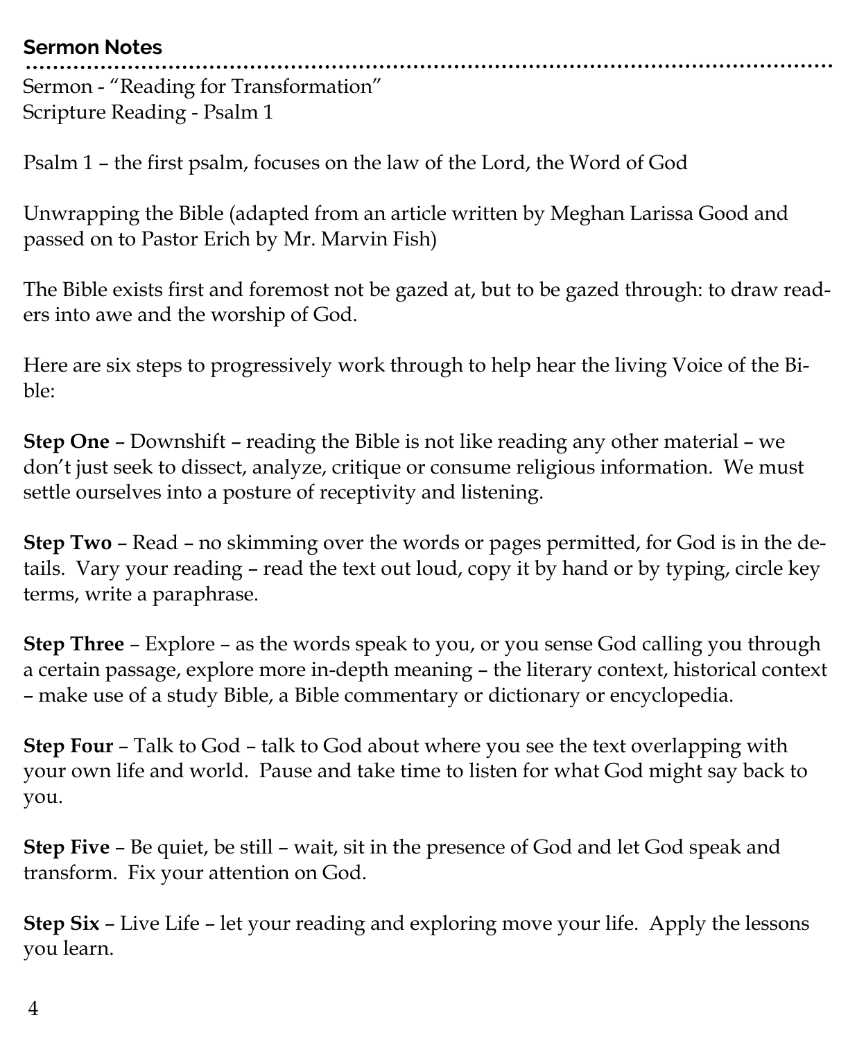## Sermon Notes

Sermon - "Reading for Transformation"
Scripture Reading - Psalm 1

Psalm 1 – the first psalm, focuses on the law of the Lord, the Word of God

Unwrapping the Bible (adapted from an article written by Meghan Larissa Good and passed on to Pastor Erich by Mr. Marvin Fish)

The Bible exists first and foremost not be gazed at, but to be gazed through: to draw readers into awe and the worship of God.

Here are six steps to progressively work through to help hear the living Voice of the Bible:

**Step One** – Downshift – reading the Bible is not like reading any other material – we don't just seek to dissect, analyze, critique or consume religious information. We must settle ourselves into a posture of receptivity and listening.

**Step Two** – Read – no skimming over the words or pages permitted, for God is in the details. Vary your reading – read the text out loud, copy it by hand or by typing, circle key terms, write a paraphrase.

**Step Three** – Explore – as the words speak to you, or you sense God calling you through a certain passage, explore more in-depth meaning – the literary context, historical context – make use of a study Bible, a Bible commentary or dictionary or encyclopedia.

**Step Four** – Talk to God – talk to God about where you see the text overlapping with your own life and world. Pause and take time to listen for what God might say back to you.

**Step Five** – Be quiet, be still – wait, sit in the presence of God and let God speak and transform. Fix your attention on God.

**Step Six** – Live Life – let your reading and exploring move your life. Apply the lessons you learn.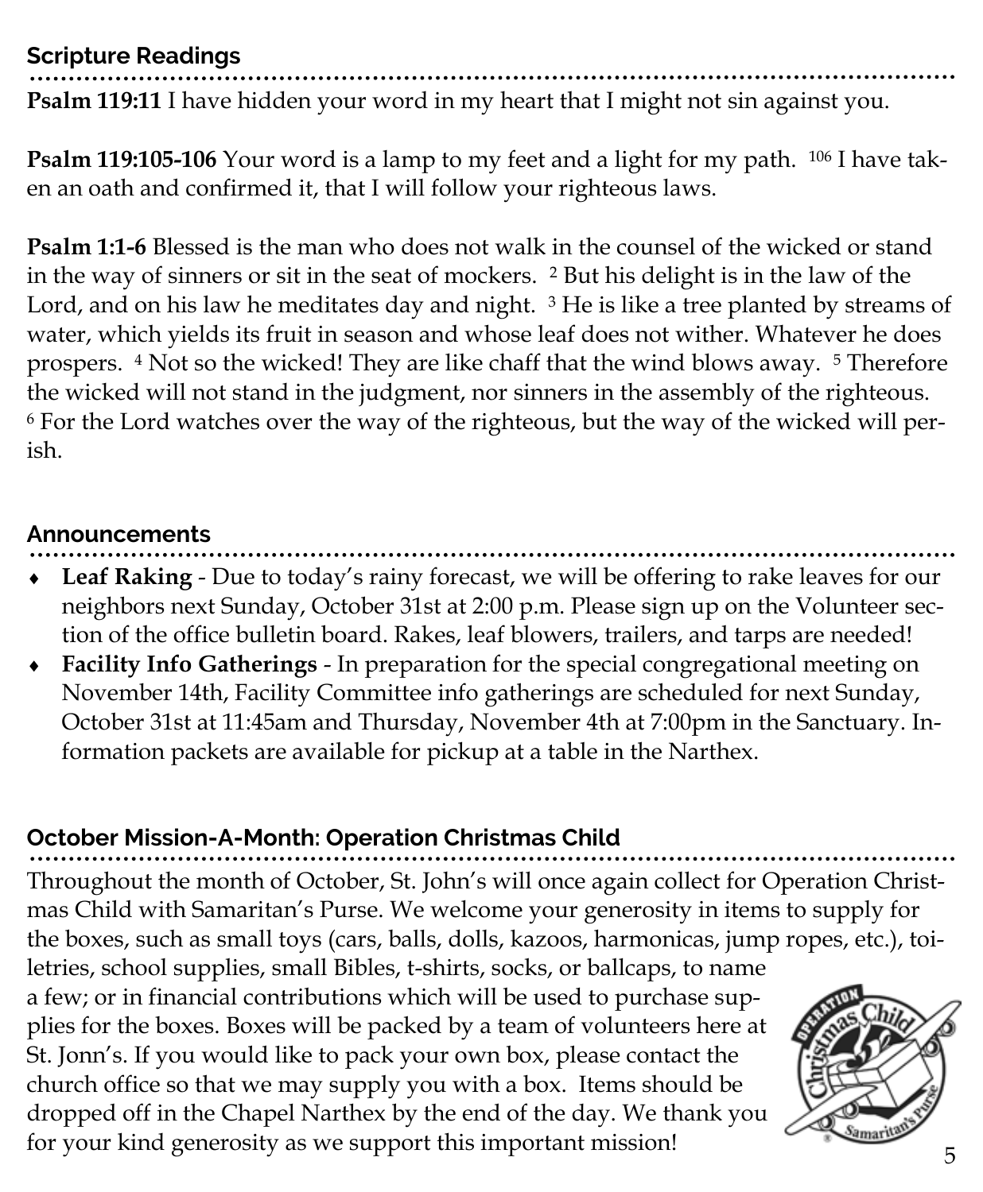## Scripture Readings

**Psalm 119:11** I have hidden your word in my heart that I might not sin against you.

**Psalm 119:105-106** Your word is a lamp to my feet and a light for my path. [106] I have taken an oath and confirmed it, that I will follow your righteous laws.

**Psalm 1:1-6** Blessed is the man who does not walk in the counsel of the wicked or stand in the way of sinners or sit in the seat of mockers. [2] But his delight is in the law of the Lord, and on his law he meditates day and night. [3] He is like a tree planted by streams of water, which yields its fruit in season and whose leaf does not wither. Whatever he does prospers. [4] Not so the wicked! They are like chaff that the wind blows away. [5] Therefore the wicked will not stand in the judgment, nor sinners in the assembly of the righteous. [6] For the Lord watches over the way of the righteous, but the way of the wicked will perish.

## Announcements

- **Leaf Raking** - Due to today's rainy forecast, we will be offering to rake leaves for our neighbors next Sunday, October 31st at 2:00 p.m. Please sign up on the Volunteer section of the office bulletin board. Rakes, leaf blowers, trailers, and tarps are needed!
- **Facility Info Gatherings** - In preparation for the special congregational meeting on November 14th, Facility Committee info gatherings are scheduled for next Sunday, October 31st at 11:45am and Thursday, November 4th at 7:00pm in the Sanctuary. Information packets are available for pickup at a table in the Narthex.

## October Mission-A-Month: Operation Christmas Child

Throughout the month of October, St. John's will once again collect for Operation Christmas Child with Samaritan's Purse. We welcome your generosity in items to supply for the boxes, such as small toys (cars, balls, dolls, kazoos, harmonicas, jump ropes, etc.), toiletries, school supplies, small Bibles, t-shirts, socks, or ballcaps, to name a few; or in financial contributions which will be used to purchase supplies for the boxes. Boxes will be packed by a team of volunteers here at St. Jonn's. If you would like to pack your own box, please contact the church office so that we may supply you with a box. Items should be dropped off in the Chapel Narthex by the end of the day. We thank you for your kind generosity as we support this important mission!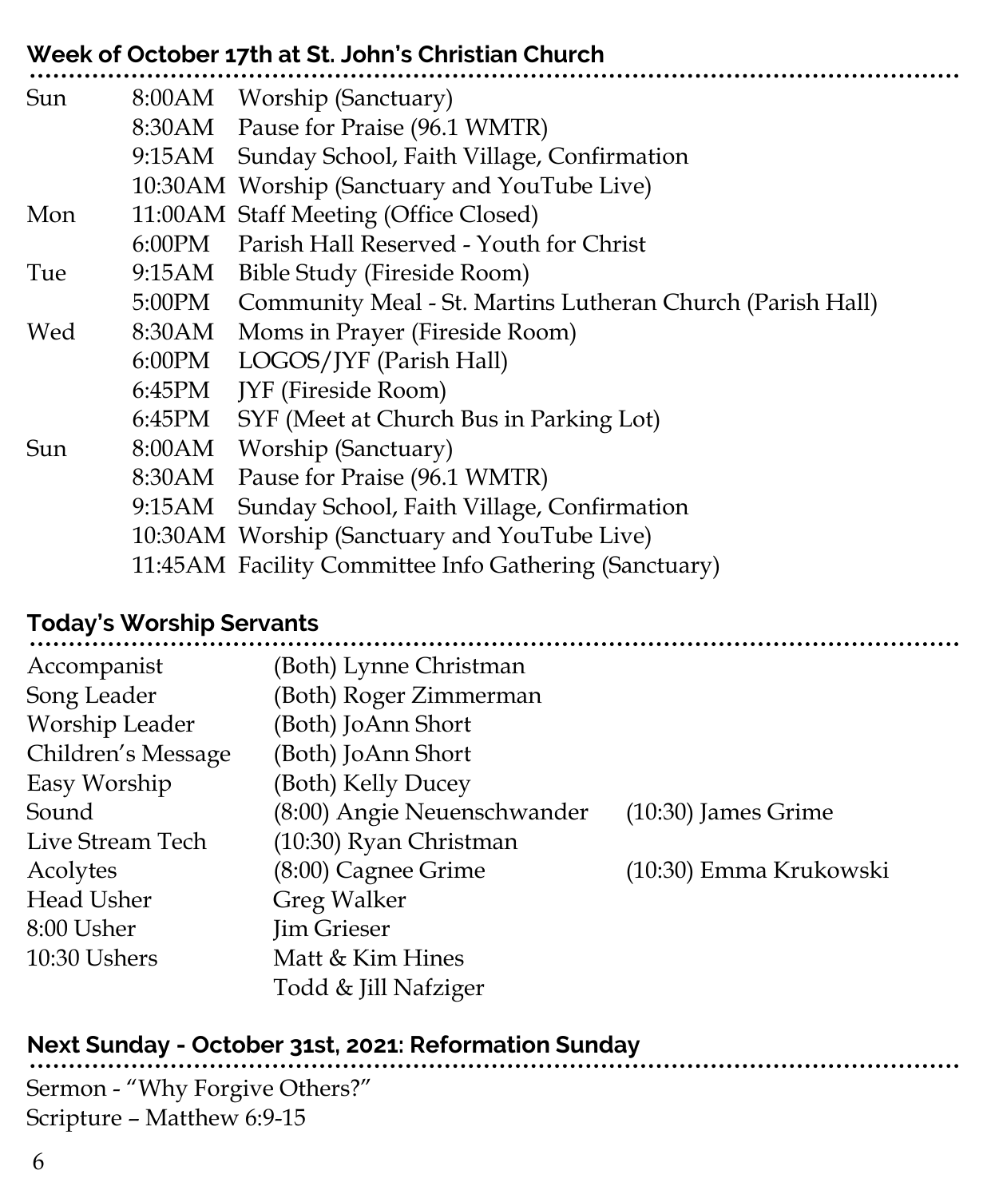## Week of October 17th at St. John's Christian Church

| | | |
|---|---|---|
| Sun | 8:00AM | Worship (Sanctuary) |
| | 8:30AM | Pause for Praise (96.1 WMTR) |
| | 9:15AM | Sunday School, Faith Village, Confirmation |
| | 10:30AM | Worship (Sanctuary and YouTube Live) |
| Mon | 11:00AM | Staff Meeting (Office Closed) |
| | 6:00PM | Parish Hall Reserved - Youth for Christ |
| Tue | 9:15AM | Bible Study (Fireside Room) |
| | 5:00PM | Community Meal - St. Martins Lutheran Church (Parish Hall) |
| Wed | 8:30AM | Moms in Prayer (Fireside Room) |
| | 6:00PM | LOGOS/JYF (Parish Hall) |
| | 6:45PM | JYF (Fireside Room) |
| | 6:45PM | SYF (Meet at Church Bus in Parking Lot) |
| Sun | 8:00AM | Worship (Sanctuary) |
| | 8:30AM | Pause for Praise (96.1 WMTR) |
| | 9:15AM | Sunday School, Faith Village, Confirmation |
| | 10:30AM | Worship (Sanctuary and YouTube Live) |
| | 11:45AM | Facility Committee Info Gathering (Sanctuary) |

## Today's Worship Servants

| | | |
|---|---|---|
| Accompanist | (Both) Lynne Christman | |
| Song Leader | (Both) Roger Zimmerman | |
| Worship Leader | (Both) JoAnn Short | |
| Children's Message | (Both) JoAnn Short | |
| Easy Worship | (Both) Kelly Ducey | |
| Sound | (8:00) Angie Neuenschwander | (10:30) James Grime |
| Live Stream Tech | (10:30) Ryan Christman | |
| Acolytes | (8:00) Cagnee Grime | (10:30) Emma Krukowski |
| Head Usher | Greg Walker | |
| 8:00 Usher | Jim Grieser | |
| 10:30 Ushers | Matt & Kim Hines | |
| | Todd & Jill Nafziger | |

## Next Sunday - October 31st, 2021: Reformation Sunday

Sermon - "Why Forgive Others?"
Scripture – Matthew 6:9-15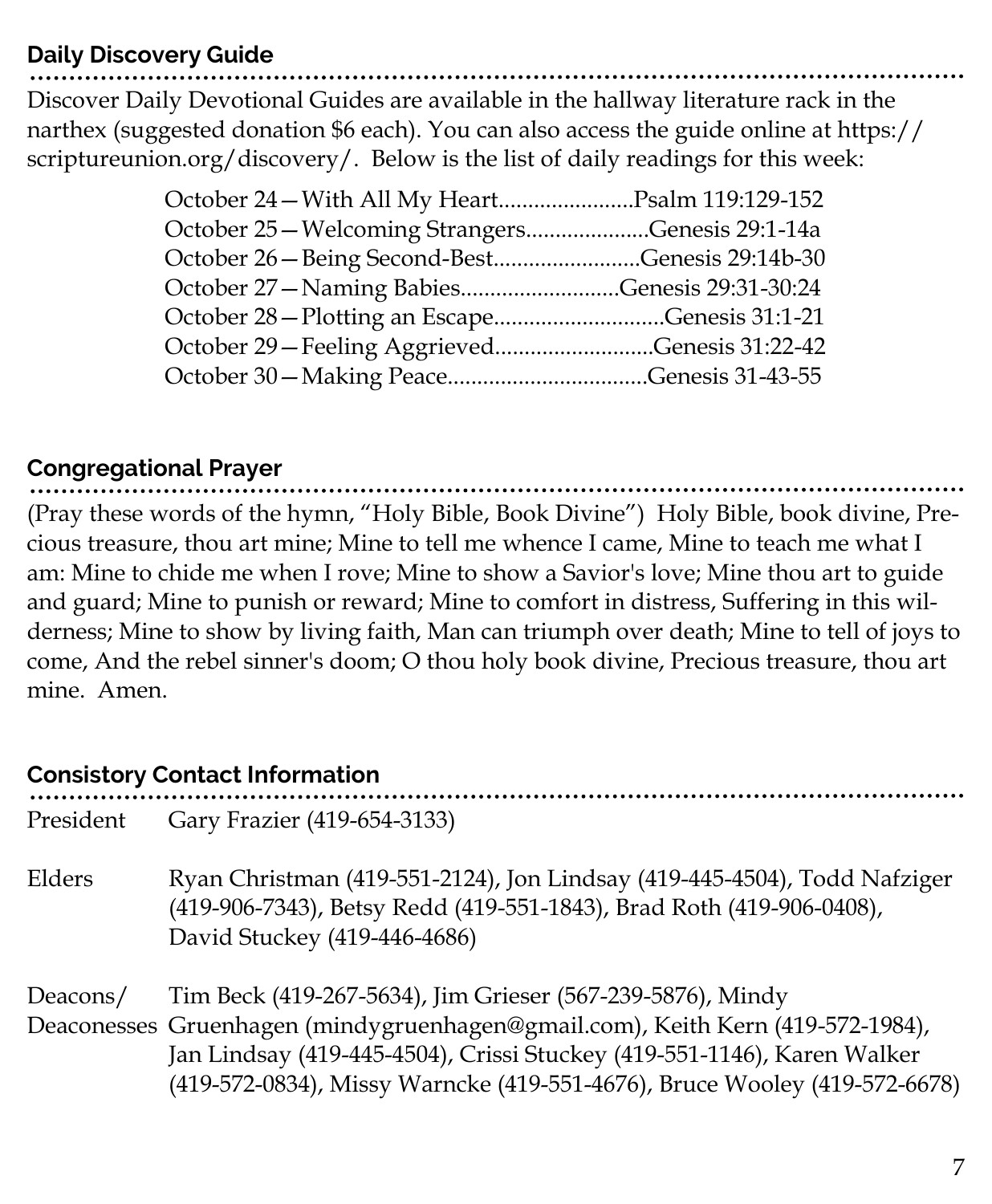## Daily Discovery Guide

Discover Daily Devotional Guides are available in the hallway literature rack in the narthex (suggested donation $6 each). You can also access the guide online at https://scriptureunion.org/discovery/. Below is the list of daily readings for this week:

October 24—With All My Heart.......................Psalm 119:129-152
October 25—Welcoming Strangers.....................Genesis 29:1-14a
October 26—Being Second-Best.........................Genesis 29:14b-30
October 27—Naming Babies...........................Genesis 29:31-30:24
October 28—Plotting an Escape.............................Genesis 31:1-21
October 29—Feeling Aggrieved...........................Genesis 31:22-42
October 30—Making Peace..................................Genesis 31-43-55

## Congregational Prayer

(Pray these words of the hymn, "Holy Bible, Book Divine") Holy Bible, book divine, Precious treasure, thou art mine; Mine to tell me whence I came, Mine to teach me what I am: Mine to chide me when I rove; Mine to show a Savior's love; Mine thou art to guide and guard; Mine to punish or reward; Mine to comfort in distress, Suffering in this wilderness; Mine to show by living faith, Man can triumph over death; Mine to tell of joys to come, And the rebel sinner's doom; O thou holy book divine, Precious treasure, thou art mine. Amen.

## Consistory Contact Information

| | |
|---|---|
| President | Gary Frazier (419-654-3133) |
| Elders | Ryan Christman (419-551-2124), Jon Lindsay (419-445-4504), Todd Nafziger (419-906-7343), Betsy Redd (419-551-1843), Brad Roth (419-906-0408), David Stuckey (419-446-4686) |
| Deacons/ Deaconesses | Tim Beck (419-267-5634), Jim Grieser (567-239-5876), Mindy Gruenhagen (mindygruenhagen@gmail.com), Keith Kern (419-572-1984), Jan Lindsay (419-445-4504), Crissi Stuckey (419-551-1146), Karen Walker (419-572-0834), Missy Warncke (419-551-4676), Bruce Wooley (419-572-6678) |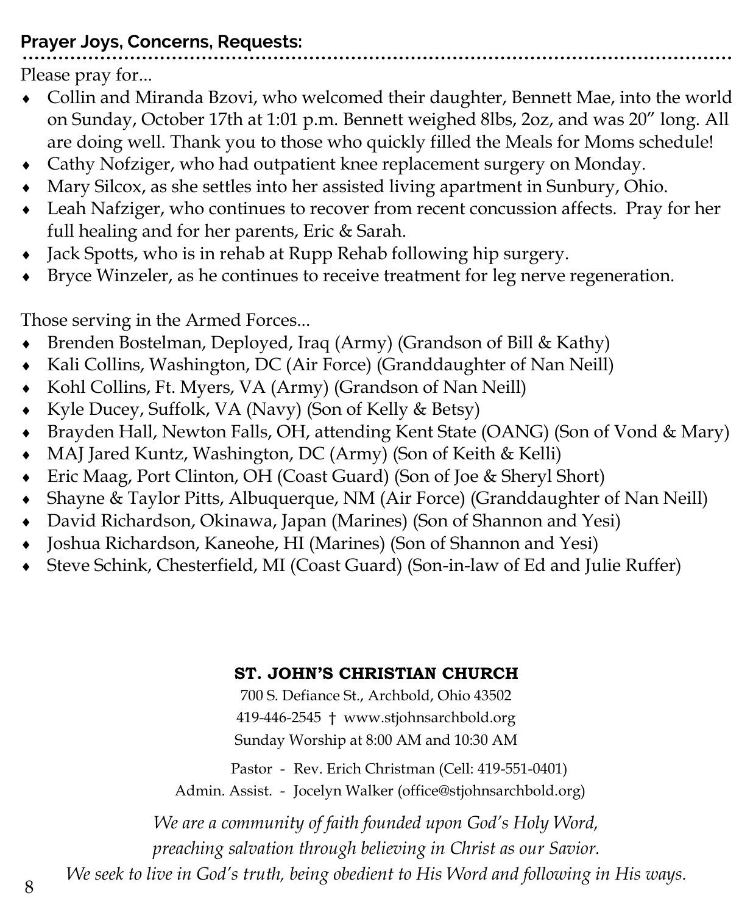## Prayer Joys, Concerns, Requests:

Please pray for...

- Collin and Miranda Bzovi, who welcomed their daughter, Bennett Mae, into the world on Sunday, October 17th at 1:01 p.m. Bennett weighed 8lbs, 2oz, and was 20" long. All are doing well. Thank you to those who quickly filled the Meals for Moms schedule!
- Cathy Nofziger, who had outpatient knee replacement surgery on Monday.
- Mary Silcox, as she settles into her assisted living apartment in Sunbury, Ohio.
- Leah Nafziger, who continues to recover from recent concussion affects. Pray for her full healing and for her parents, Eric & Sarah.
- Jack Spotts, who is in rehab at Rupp Rehab following hip surgery.
- Bryce Winzeler, as he continues to receive treatment for leg nerve regeneration.

Those serving in the Armed Forces...

- Brenden Bostelman, Deployed, Iraq (Army) (Grandson of Bill & Kathy)
- Kali Collins, Washington, DC (Air Force) (Granddaughter of Nan Neill)
- Kohl Collins, Ft. Myers, VA (Army) (Grandson of Nan Neill)
- Kyle Ducey, Suffolk, VA (Navy) (Son of Kelly & Betsy)
- Brayden Hall, Newton Falls, OH, attending Kent State (OANG) (Son of Vond & Mary)
- MAJ Jared Kuntz, Washington, DC (Army) (Son of Keith & Kelli)
- Eric Maag, Port Clinton, OH (Coast Guard) (Son of Joe & Sheryl Short)
- Shayne & Taylor Pitts, Albuquerque, NM (Air Force) (Granddaughter of Nan Neill)
- David Richardson, Okinawa, Japan (Marines) (Son of Shannon and Yesi)
- Joshua Richardson, Kaneohe, HI (Marines) (Son of Shannon and Yesi)
- Steve Schink, Chesterfield, MI (Coast Guard) (Son-in-law of Ed and Julie Ruffer)

**ST. JOHN'S CHRISTIAN CHURCH**

700 S. Defiance St., Archbold, Ohio 43502

419-446-2545 † www.stjohnsarchbold.org

Sunday Worship at 8:00 AM and 10:30 AM

Pastor - Rev. Erich Christman (Cell: 419-551-0401)

Admin. Assist. - Jocelyn Walker (office@stjohnsarchbold.org)

*We are a community of faith founded upon God's Holy Word,*
*preaching salvation through believing in Christ as our Savior.*
*We seek to live in God's truth, being obedient to His Word and following in His ways.*